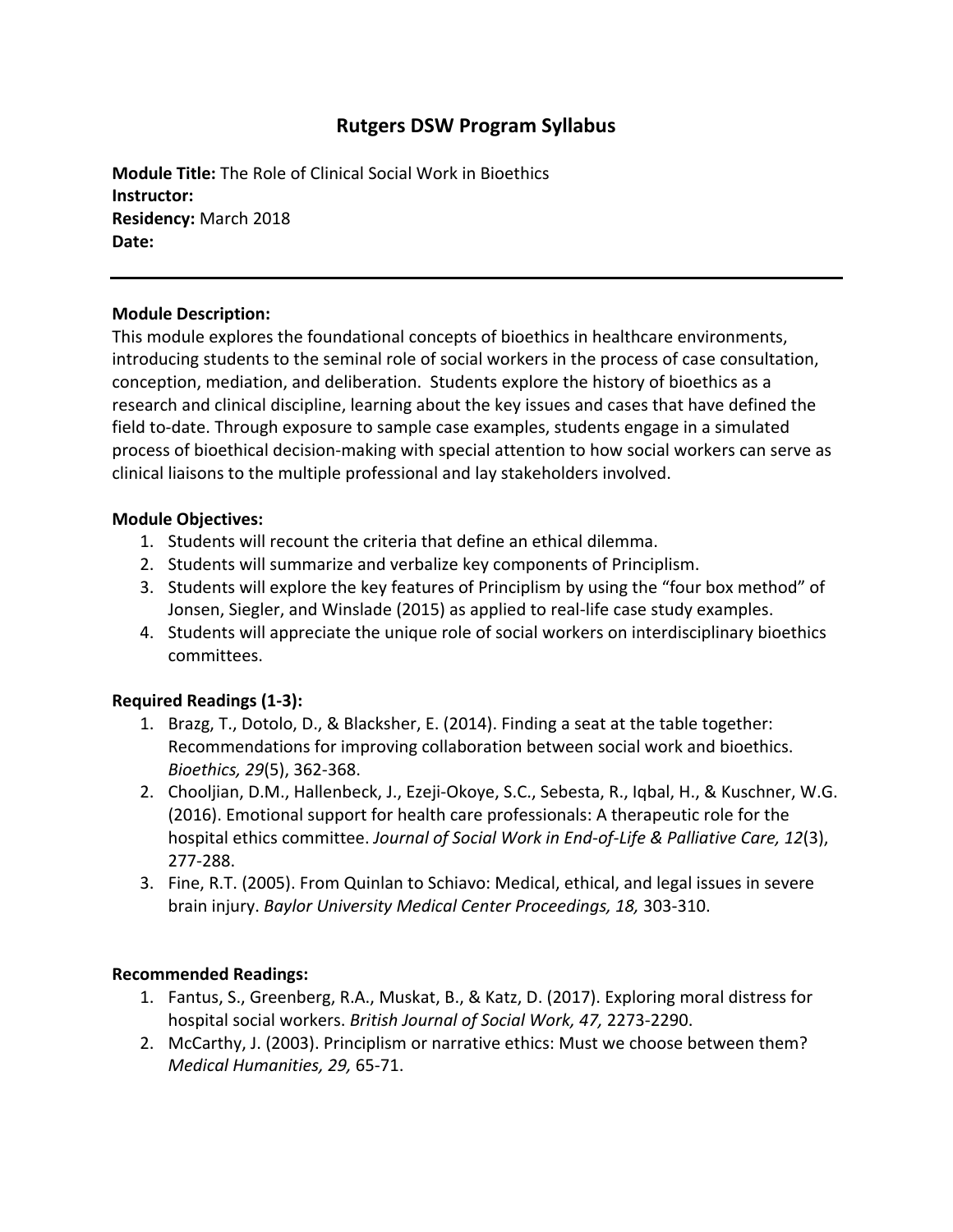# Rutgers DSW Program Syllabus

**Module Title:** The Role of Clinical Social Work in Bioethics
**Instructor:**
**Residency:** March 2018
**Date:**

---

**Module Description:**
This module explores the foundational concepts of bioethics in healthcare environments, introducing students to the seminal role of social workers in the process of case consultation, conception, mediation, and deliberation. Students explore the history of bioethics as a research and clinical discipline, learning about the key issues and cases that have defined the field to-date. Through exposure to sample case examples, students engage in a simulated process of bioethical decision-making with special attention to how social workers can serve as clinical liaisons to the multiple professional and lay stakeholders involved.

**Module Objectives:**

1. Students will recount the criteria that define an ethical dilemma.
2. Students will summarize and verbalize key components of Principlism.
3. Students will explore the key features of Principlism by using the "four box method" of Jonsen, Siegler, and Winslade (2015) as applied to real-life case study examples.
4. Students will appreciate the unique role of social workers on interdisciplinary bioethics committees.

**Required Readings (1-3):**

1. Brazg, T., Dotolo, D., & Blacksher, E. (2014). Finding a seat at the table together: Recommendations for improving collaboration between social work and bioethics. *Bioethics, 29*(5), 362-368.
2. Chooljian, D.M., Hallenbeck, J., Ezeji-Okoye, S.C., Sebesta, R., Iqbal, H., & Kuschner, W.G. (2016). Emotional support for health care professionals: A therapeutic role for the hospital ethics committee. *Journal of Social Work in End-of-Life & Palliative Care, 12*(3), 277-288.
3. Fine, R.T. (2005). From Quinlan to Schiavo: Medical, ethical, and legal issues in severe brain injury. *Baylor University Medical Center Proceedings, 18,* 303-310.

**Recommended Readings:**

1. Fantus, S., Greenberg, R.A., Muskat, B., & Katz, D. (2017). Exploring moral distress for hospital social workers. *British Journal of Social Work, 47,* 2273-2290.
2. McCarthy, J. (2003). Principlism or narrative ethics: Must we choose between them? *Medical Humanities, 29,* 65-71.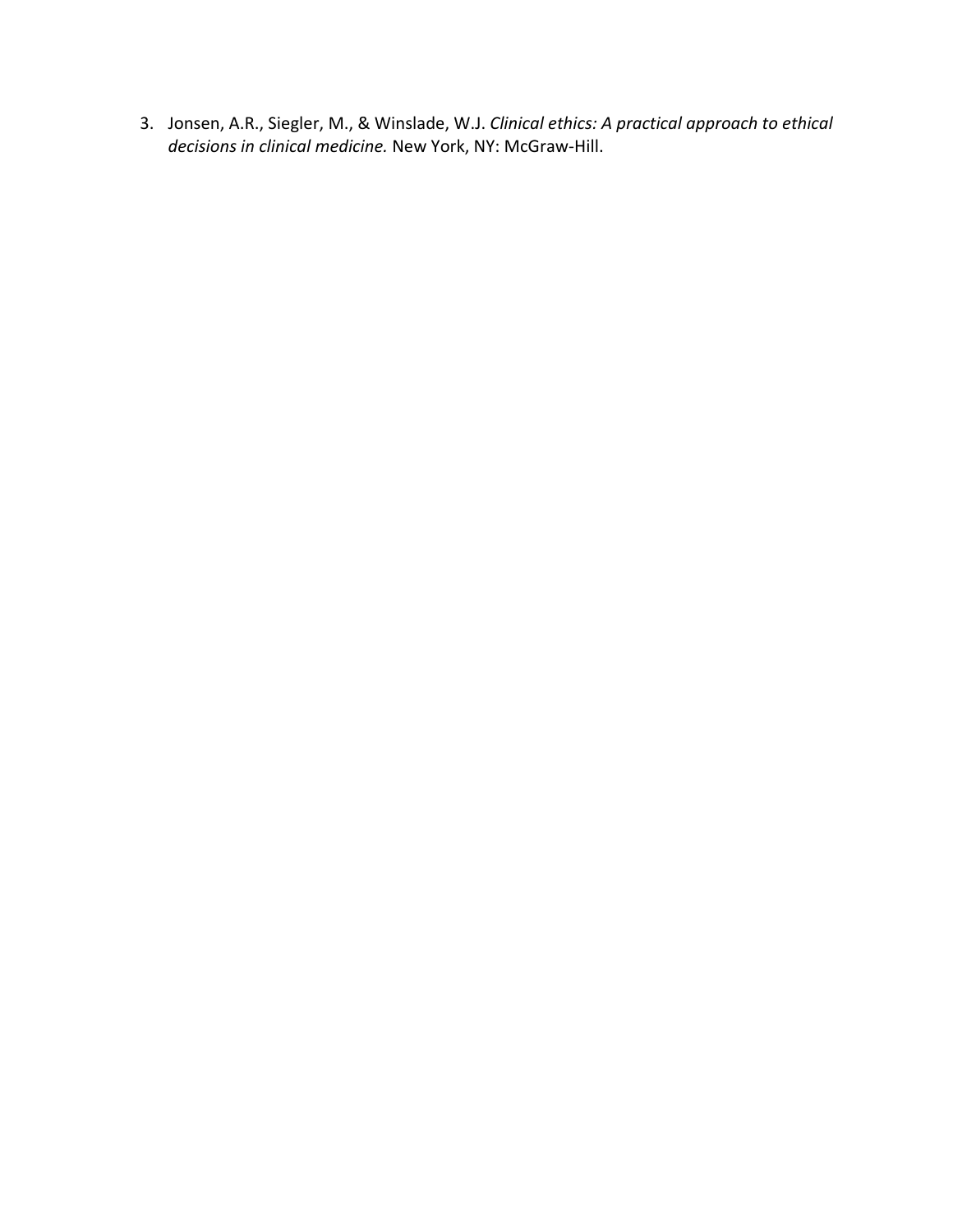3. Jonsen, A.R., Siegler, M., & Winslade, W.J. *Clinical ethics: A practical approach to ethical decisions in clinical medicine.* New York, NY: McGraw-Hill.